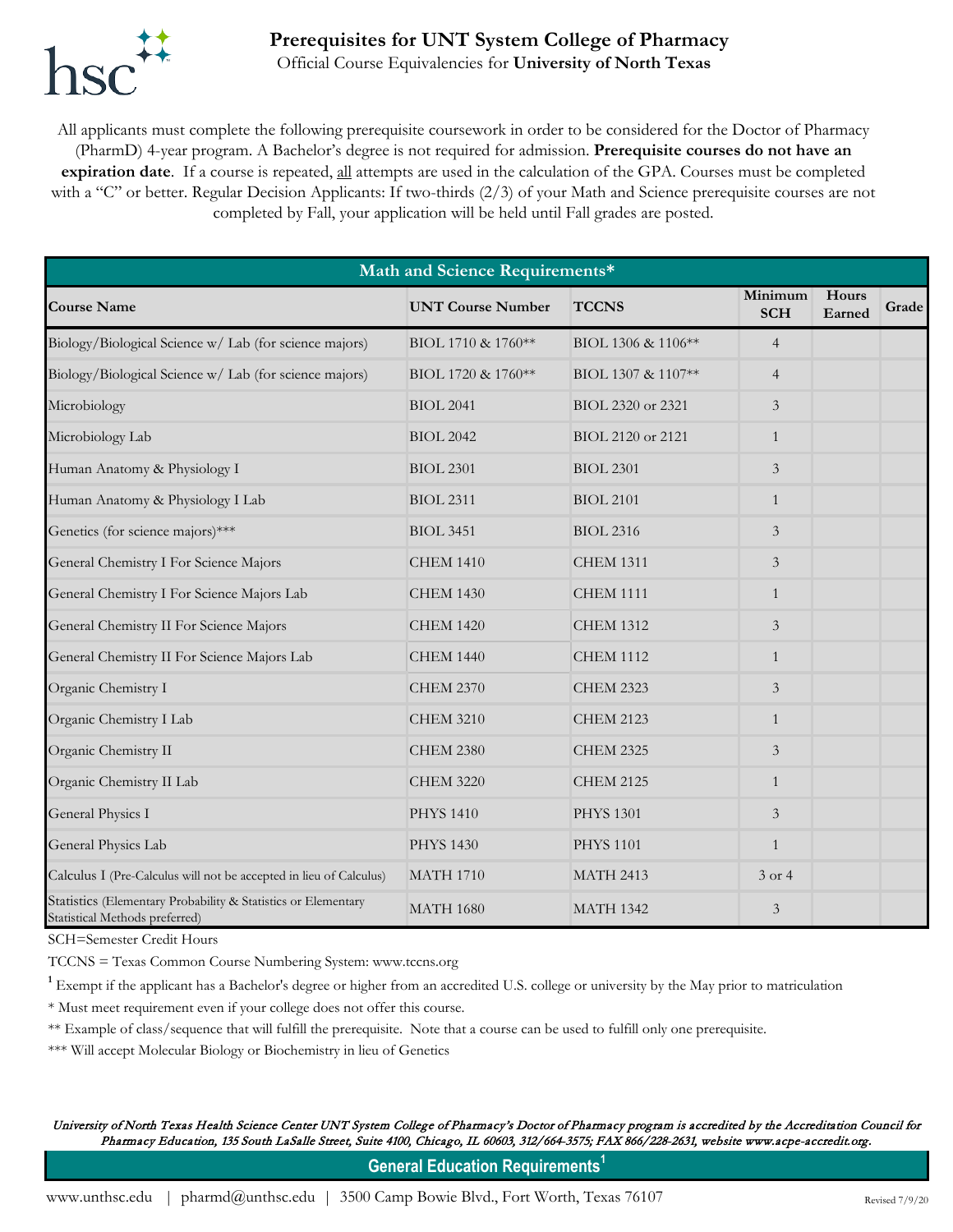# Prerequisites for UNT System College of Pharmacy

Official Course Equivalencies for **University of North Texas**

All applicants must complete the following prerequisite coursework in order to be considered for the Doctor of Pharmacy (PharmD) 4-year program. A Bachelor's degree is not required for admission. **Prerequisite courses do not have an expiration date**. If a course is repeated, all attempts are used in the calculation of the GPA. Courses must be completed with a "C" or better. Regular Decision Applicants: If two-thirds (2/3) of your Math and Science prerequisite courses are not completed by Fall, your application will be held until Fall grades are posted.

## Math and Science Requirements*

| Course Name | UNT Course Number | TCCNS | Minimum SCH | Hours Earned | Grade |
|---|---|---|---|---|---|
| Biology/Biological Science w/ Lab (for science majors) | BIOL 1710 & 1760** | BIOL 1306 & 1106** | 4 | | |
| Biology/Biological Science w/ Lab (for science majors) | BIOL 1720 & 1760** | BIOL 1307 & 1107** | 4 | | |
| Microbiology | BIOL 2041 | BIOL 2320 or 2321 | 3 | | |
| Microbiology Lab | BIOL 2042 | BIOL 2120 or 2121 | 1 | | |
| Human Anatomy & Physiology I | BIOL 2301 | BIOL 2301 | 3 | | |
| Human Anatomy & Physiology I Lab | BIOL 2311 | BIOL 2101 | 1 | | |
| Genetics (for science majors)*** | BIOL 3451 | BIOL 2316 | 3 | | |
| General Chemistry I For Science Majors | CHEM 1410 | CHEM 1311 | 3 | | |
| General Chemistry I For Science Majors Lab | CHEM 1430 | CHEM 1111 | 1 | | |
| General Chemistry II For Science Majors | CHEM 1420 | CHEM 1312 | 3 | | |
| General Chemistry II For Science Majors Lab | CHEM 1440 | CHEM 1112 | 1 | | |
| Organic Chemistry I | CHEM 2370 | CHEM 2323 | 3 | | |
| Organic Chemistry I Lab | CHEM 3210 | CHEM 2123 | 1 | | |
| Organic Chemistry II | CHEM 2380 | CHEM 2325 | 3 | | |
| Organic Chemistry II Lab | CHEM 3220 | CHEM 2125 | 1 | | |
| General Physics I | PHYS 1410 | PHYS 1301 | 3 | | |
| General Physics Lab | PHYS 1430 | PHYS 1101 | 1 | | |
| Calculus I (Pre-Calculus will not be accepted in lieu of Calculus) | MATH 1710 | MATH 2413 | 3 or 4 | | |
| Statistics (Elementary Probability & Statistics or Elementary Statistical Methods preferred) | MATH 1680 | MATH 1342 | 3 | | |

SCH=Semester Credit Hours

TCCNS = Texas Common Course Numbering System: www.tccns.org

[1] Exempt if the applicant has a Bachelor's degree or higher from an accredited U.S. college or university by the May prior to matriculation

* Must meet requirement even if your college does not offer this course.

** Example of class/sequence that will fulfill the prerequisite. Note that a course can be used to fulfill only one prerequisite.

*** Will accept Molecular Biology or Biochemistry in lieu of Genetics

*University of North Texas Health Science Center UNT System College of Pharmacy's Doctor of Pharmacy program is accredited by the Accreditation Council for Pharmacy Education, 135 South LaSalle Street, Suite 4100, Chicago, IL 60603, 312/664-3575; FAX 866/228-2631, website www.acpe-accredit.org.*

## General Education Requirements[1]

www.unthsc.edu | pharmd@unthsc.edu | 3500 Camp Bowie Blvd., Fort Worth, Texas 76107

Revised 7/9/20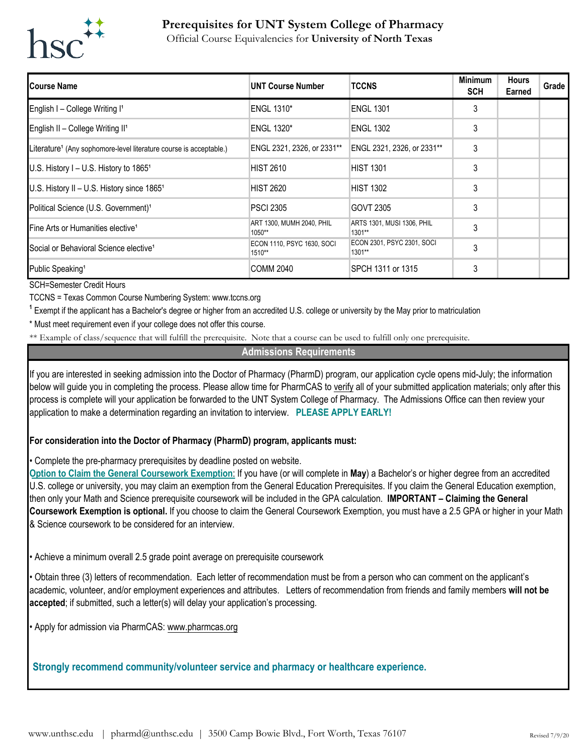# Prerequisites for UNT System College of Pharmacy

Official Course Equivalencies for **University of North Texas**

| Course Name | UNT Course Number | TCCNS | Minimum SCH | Hours Earned | Grade |
|---|---|---|---|---|---|
| English I – College Writing I[1] | ENGL 1310* | ENGL 1301 | 3 | | |
| English II – College Writing II[1] | ENGL 1320* | ENGL 1302 | 3 | | |
| Literature[1] (Any sophomore-level literature course is acceptable.) | ENGL 2321, 2326, or 2331** | ENGL 2321, 2326, or 2331** | 3 | | |
| U.S. History I – U.S. History to 1865[1] | HIST 2610 | HIST 1301 | 3 | | |
| U.S. History II – U.S. History since 1865[1] | HIST 2620 | HIST 1302 | 3 | | |
| Political Science (U.S. Government)[1] | PSCI 2305 | GOVT 2305 | 3 | | |
| Fine Arts or Humanities elective[1] | ART 1300, MUMH 2040, PHIL 1050** | ARTS 1301, MUSI 1306, PHIL 1301** | 3 | | |
| Social or Behavioral Science elective[1] | ECON 1110, PSYC 1630, SOCI 1510** | ECON 2301, PSYC 2301, SOCI 1301** | 3 | | |
| Public Speaking[1] | COMM 2040 | SPCH 1311 or 1315 | 3 | | |

SCH=Semester Credit Hours

TCCNS = Texas Common Course Numbering System: www.tccns.org

[1] Exempt if the applicant has a Bachelor's degree or higher from an accredited U.S. college or university by the May prior to matriculation

* Must meet requirement even if your college does not offer this course.

** Example of class/sequence that will fulfill the prerequisite. Note that a course can be used to fulfill only one prerequisite.

## Admissions Requirements

If you are interested in seeking admission into the Doctor of Pharmacy (PharmD) program, our application cycle opens mid-July; the information below will guide you in completing the process. Please allow time for PharmCAS to verify all of your submitted application materials; only after this process is complete will your application be forwarded to the UNT System College of Pharmacy. The Admissions Office can then review your application to make a determination regarding an invitation to interview. **PLEASE APPLY EARLY!**

**For consideration into the Doctor of Pharmacy (PharmD) program, applicants must:**

- Complete the pre-pharmacy prerequisites by deadline posted on website.

**Option to Claim the General Coursework Exemption:** If you have (or will complete in **May**) a Bachelor's or higher degree from an accredited U.S. college or university, you may claim an exemption from the General Education Prerequisites. If you claim the General Education exemption, then only your Math and Science prerequisite coursework will be included in the GPA calculation. **IMPORTANT – Claiming the General Coursework Exemption is optional.** If you choose to claim the General Coursework Exemption, you must have a 2.5 GPA or higher in your Math & Science coursework to be considered for an interview.

- Achieve a minimum overall 2.5 grade point average on prerequisite coursework

- Obtain three (3) letters of recommendation. Each letter of recommendation must be from a person who can comment on the applicant's academic, volunteer, and/or employment experiences and attributes. Letters of recommendation from friends and family members **will not be accepted**; if submitted, such a letter(s) will delay your application's processing.

- Apply for admission via PharmCAS: www.pharmcas.org

**Strongly recommend community/volunteer service and pharmacy or healthcare experience.**

www.unthsc.edu | pharmd@unthsc.edu | 3500 Camp Bowie Blvd., Fort Worth, Texas 76107

Revised 7/9/20